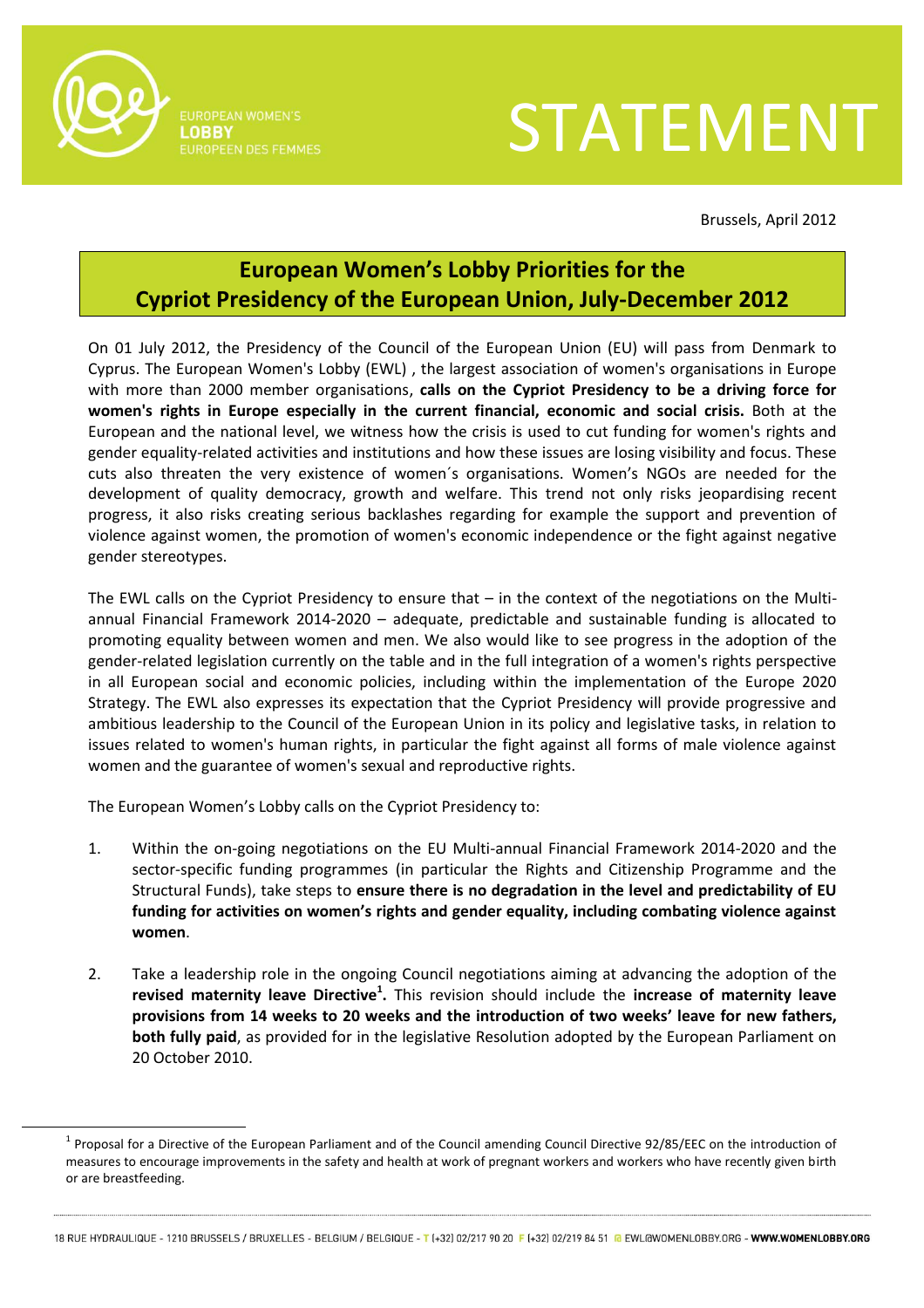EUROPEAN WOMEN'S **LOBBY** EUROPEEN DES FEMMES

# STATEMENT

Brussels, April 2012

## European Women's Lobby Priorities for the Cypriot Presidency of the European Union, July-December 2012

On 01 July 2012, the Presidency of the Council of the European Union (EU) will pass from Denmark to Cyprus. The European Women's Lobby (EWL) , the largest association of women's organisations in Europe with more than 2000 member organisations, **calls on the Cypriot Presidency to be a driving force for women's rights in Europe especially in the current financial, economic and social crisis.** Both at the European and the national level, we witness how the crisis is used to cut funding for women's rights and gender equality-related activities and institutions and how these issues are losing visibility and focus. These cuts also threaten the very existence of women´s organisations. Women's NGOs are needed for the development of quality democracy, growth and welfare. This trend not only risks jeopardising recent progress, it also risks creating serious backlashes regarding for example the support and prevention of violence against women, the promotion of women's economic independence or the fight against negative gender stereotypes.

The EWL calls on the Cypriot Presidency to ensure that – in the context of the negotiations on the Multi-annual Financial Framework 2014-2020 – adequate, predictable and sustainable funding is allocated to promoting equality between women and men. We also would like to see progress in the adoption of the gender-related legislation currently on the table and in the full integration of a women's rights perspective in all European social and economic policies, including within the implementation of the Europe 2020 Strategy. The EWL also expresses its expectation that the Cypriot Presidency will provide progressive and ambitious leadership to the Council of the European Union in its policy and legislative tasks, in relation to issues related to women's human rights, in particular the fight against all forms of male violence against women and the guarantee of women's sexual and reproductive rights.

The European Women's Lobby calls on the Cypriot Presidency to:

1. Within the on-going negotiations on the EU Multi-annual Financial Framework 2014-2020 and the sector-specific funding programmes (in particular the Rights and Citizenship Programme and the Structural Funds), take steps to **ensure there is no degradation in the level and predictability of EU funding for activities on women's rights and gender equality, including combating violence against women**.

2. Take a leadership role in the ongoing Council negotiations aiming at advancing the adoption of the **revised maternity leave Directive[1].** This revision should include the **increase of maternity leave provisions from 14 weeks to 20 weeks and the introduction of two weeks' leave for new fathers, both fully paid**, as provided for in the legislative Resolution adopted by the European Parliament on 20 October 2010.

---

[1] Proposal for a Directive of the European Parliament and of the Council amending Council Directive 92/85/EEC on the introduction of measures to encourage improvements in the safety and health at work of pregnant workers and workers who have recently given birth or are breastfeeding.

18 RUE HYDRAULIQUE - 1210 BRUSSELS / BRUXELLES - BELGIUM / BELGIQUE - T (+32) 02/217 90 20 F (+32) 02/219 84 51 @ EWL@WOMENLOBBY.ORG - **WWW.WOMENLOBBY.ORG**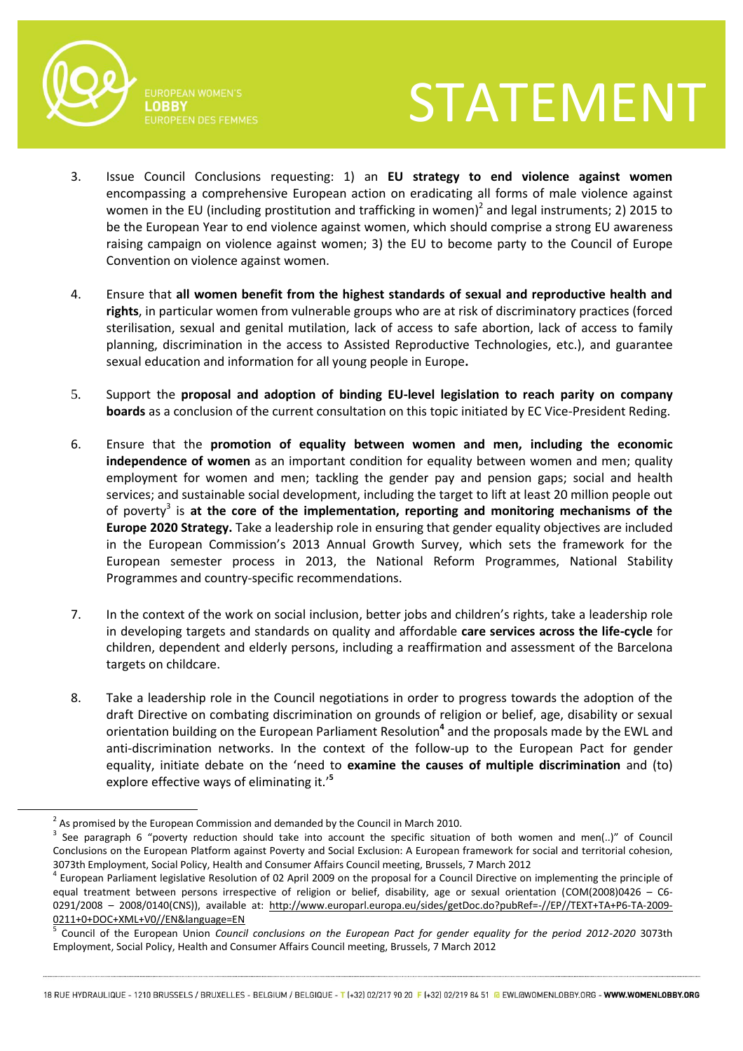3. Issue Council Conclusions requesting: 1) an **EU strategy to end violence against women** encompassing a comprehensive European action on eradicating all forms of male violence against women in the EU (including prostitution and trafficking in women)[2] and legal instruments; 2) 2015 to be the European Year to end violence against women, which should comprise a strong EU awareness raising campaign on violence against women; 3) the EU to become party to the Council of Europe Convention on violence against women.

4. Ensure that **all women benefit from the highest standards of sexual and reproductive health and rights**, in particular women from vulnerable groups who are at risk of discriminatory practices (forced sterilisation, sexual and genital mutilation, lack of access to safe abortion, lack of access to family planning, discrimination in the access to Assisted Reproductive Technologies, etc.), and guarantee sexual education and information for all young people in Europe**.**

5. Support the **proposal and adoption of binding EU-level legislation to reach parity on company boards** as a conclusion of the current consultation on this topic initiated by EC Vice-President Reding.

6. Ensure that the **promotion of equality between women and men, including the economic independence of women** as an important condition for equality between women and men; quality employment for women and men; tackling the gender pay and pension gaps; social and health services; and sustainable social development, including the target to lift at least 20 million people out of poverty[3] is **at the core of the implementation, reporting and monitoring mechanisms of the Europe 2020 Strategy.** Take a leadership role in ensuring that gender equality objectives are included in the European Commission's 2013 Annual Growth Survey, which sets the framework for the European semester process in 2013, the National Reform Programmes, National Stability Programmes and country-specific recommendations.

7. In the context of the work on social inclusion, better jobs and children's rights, take a leadership role in developing targets and standards on quality and affordable **care services across the life-cycle** for children, dependent and elderly persons, including a reaffirmation and assessment of the Barcelona targets on childcare.

8. Take a leadership role in the Council negotiations in order to progress towards the adoption of the draft Directive on combating discrimination on grounds of religion or belief, age, disability or sexual orientation building on the European Parliament Resolution[4] and the proposals made by the EWL and anti-discrimination networks. In the context of the follow-up to the European Pact for gender equality, initiate debate on the 'need to **examine the causes of multiple discrimination** and (to) explore effective ways of eliminating it.'[5]

---

[2] As promised by the European Commission and demanded by the Council in March 2010.

[3] See paragraph 6 "poverty reduction should take into account the specific situation of both women and men(..)" of Council Conclusions on the European Platform against Poverty and Social Exclusion: A European framework for social and territorial cohesion, 3073th Employment, Social Policy, Health and Consumer Affairs Council meeting, Brussels, 7 March 2012

[4] European Parliament legislative Resolution of 02 April 2009 on the proposal for a Council Directive on implementing the principle of equal treatment between persons irrespective of religion or belief, disability, age or sexual orientation (COM(2008)0426 – C6-0291/2008 – 2008/0140(CNS)), available at: http://www.europarl.europa.eu/sides/getDoc.do?pubRef=-//EP//TEXT+TA+P6-TA-2009-0211+0+DOC+XML+V0//EN&language=EN

[5] Council of the European Union *Council conclusions on the European Pact for gender equality for the period 2012-2020* 3073th Employment, Social Policy, Health and Consumer Affairs Council meeting, Brussels, 7 March 2012